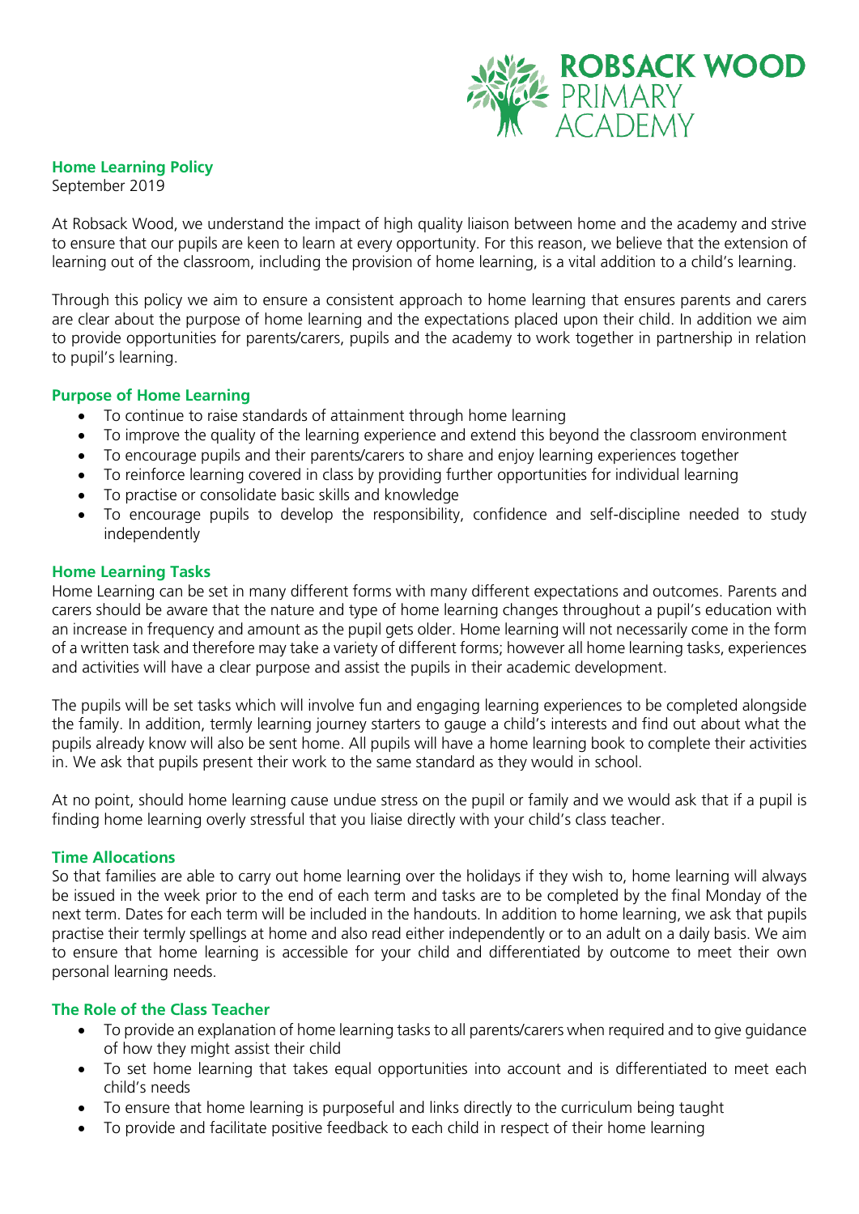ROBSACK WOOD PRIMARY ACADEMY

## Home Learning Policy

September 2019

At Robsack Wood, we understand the impact of high quality liaison between home and the academy and strive to ensure that our pupils are keen to learn at every opportunity. For this reason, we believe that the extension of learning out of the classroom, including the provision of home learning, is a vital addition to a child's learning.

Through this policy we aim to ensure a consistent approach to home learning that ensures parents and carers are clear about the purpose of home learning and the expectations placed upon their child. In addition we aim to provide opportunities for parents/carers, pupils and the academy to work together in partnership in relation to pupil's learning.

### Purpose of Home Learning

- To continue to raise standards of attainment through home learning
- To improve the quality of the learning experience and extend this beyond the classroom environment
- To encourage pupils and their parents/carers to share and enjoy learning experiences together
- To reinforce learning covered in class by providing further opportunities for individual learning
- To practise or consolidate basic skills and knowledge
- To encourage pupils to develop the responsibility, confidence and self-discipline needed to study independently

### Home Learning Tasks

Home Learning can be set in many different forms with many different expectations and outcomes. Parents and carers should be aware that the nature and type of home learning changes throughout a pupil's education with an increase in frequency and amount as the pupil gets older. Home learning will not necessarily come in the form of a written task and therefore may take a variety of different forms; however all home learning tasks, experiences and activities will have a clear purpose and assist the pupils in their academic development.

The pupils will be set tasks which will involve fun and engaging learning experiences to be completed alongside the family. In addition, termly learning journey starters to gauge a child's interests and find out about what the pupils already know will also be sent home. All pupils will have a home learning book to complete their activities in. We ask that pupils present their work to the same standard as they would in school.

At no point, should home learning cause undue stress on the pupil or family and we would ask that if a pupil is finding home learning overly stressful that you liaise directly with your child's class teacher.

### Time Allocations

So that families are able to carry out home learning over the holidays if they wish to, home learning will always be issued in the week prior to the end of each term and tasks are to be completed by the final Monday of the next term. Dates for each term will be included in the handouts. In addition to home learning, we ask that pupils practise their termly spellings at home and also read either independently or to an adult on a daily basis. We aim to ensure that home learning is accessible for your child and differentiated by outcome to meet their own personal learning needs.

### The Role of the Class Teacher

- To provide an explanation of home learning tasks to all parents/carers when required and to give guidance of how they might assist their child
- To set home learning that takes equal opportunities into account and is differentiated to meet each child's needs
- To ensure that home learning is purposeful and links directly to the curriculum being taught
- To provide and facilitate positive feedback to each child in respect of their home learning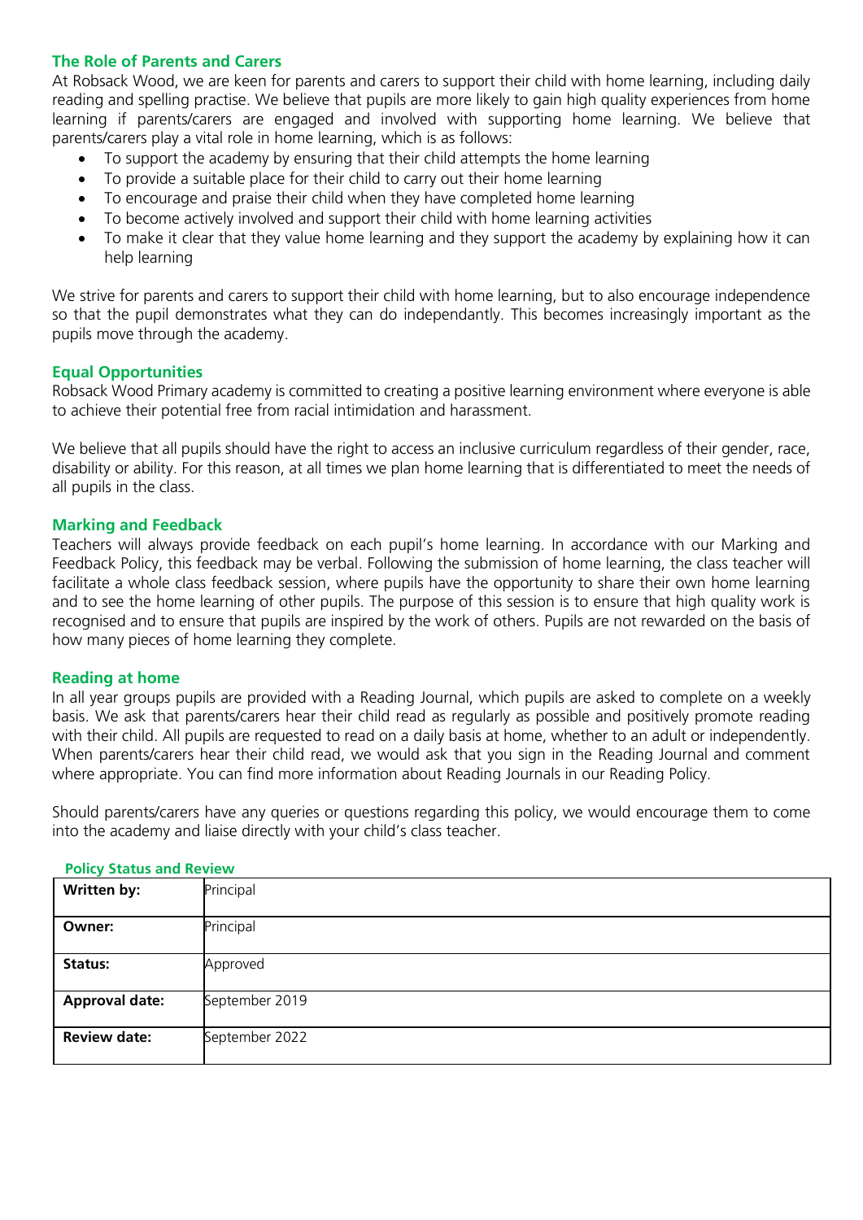## The Role of Parents and Carers

At Robsack Wood, we are keen for parents and carers to support their child with home learning, including daily reading and spelling practise. We believe that pupils are more likely to gain high quality experiences from home learning if parents/carers are engaged and involved with supporting home learning. We believe that parents/carers play a vital role in home learning, which is as follows:

- To support the academy by ensuring that their child attempts the home learning
- To provide a suitable place for their child to carry out their home learning
- To encourage and praise their child when they have completed home learning
- To become actively involved and support their child with home learning activities
- To make it clear that they value home learning and they support the academy by explaining how it can help learning

We strive for parents and carers to support their child with home learning, but to also encourage independence so that the pupil demonstrates what they can do independantly. This becomes increasingly important as the pupils move through the academy.

## Equal Opportunities

Robsack Wood Primary academy is committed to creating a positive learning environment where everyone is able to achieve their potential free from racial intimidation and harassment.

We believe that all pupils should have the right to access an inclusive curriculum regardless of their gender, race, disability or ability. For this reason, at all times we plan home learning that is differentiated to meet the needs of all pupils in the class.

## Marking and Feedback

Teachers will always provide feedback on each pupil's home learning. In accordance with our Marking and Feedback Policy, this feedback may be verbal. Following the submission of home learning, the class teacher will facilitate a whole class feedback session, where pupils have the opportunity to share their own home learning and to see the home learning of other pupils. The purpose of this session is to ensure that high quality work is recognised and to ensure that pupils are inspired by the work of others. Pupils are not rewarded on the basis of how many pieces of home learning they complete.

## Reading at home

In all year groups pupils are provided with a Reading Journal, which pupils are asked to complete on a weekly basis. We ask that parents/carers hear their child read as regularly as possible and positively promote reading with their child. All pupils are requested to read on a daily basis at home, whether to an adult or independently. When parents/carers hear their child read, we would ask that you sign in the Reading Journal and comment where appropriate. You can find more information about Reading Journals in our Reading Policy.

Should parents/carers have any queries or questions regarding this policy, we would encourage them to come into the academy and liaise directly with your child's class teacher.

## Policy Status and Review

| | |
|---|---|
| **Written by:** | Principal |
| **Owner:** | Principal |
| **Status:** | Approved |
| **Approval date:** | September 2019 |
| **Review date:** | September 2022 |